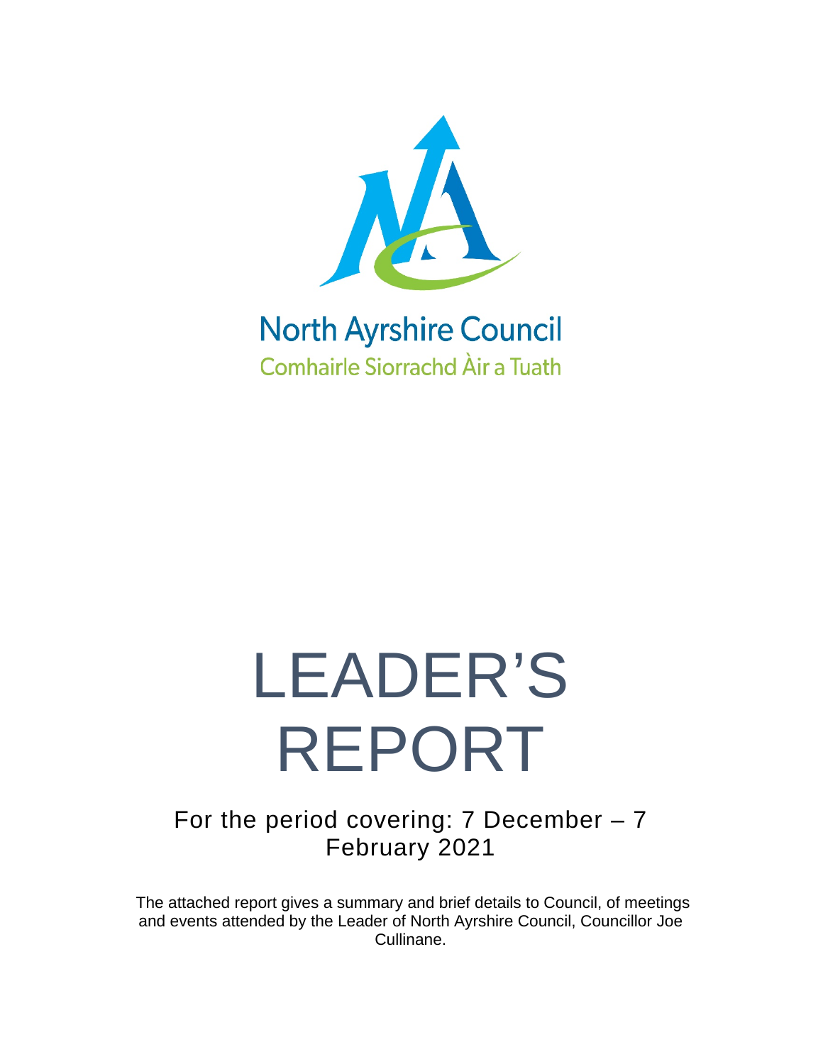North Ayrshire Council

Comhairle Siorrachd Àir a Tuath

# LEADER'S REPORT

For the period covering: 7 December – 7 February 2021

The attached report gives a summary and brief details to Council, of meetings and events attended by the Leader of North Ayrshire Council, Councillor Joe Cullinane.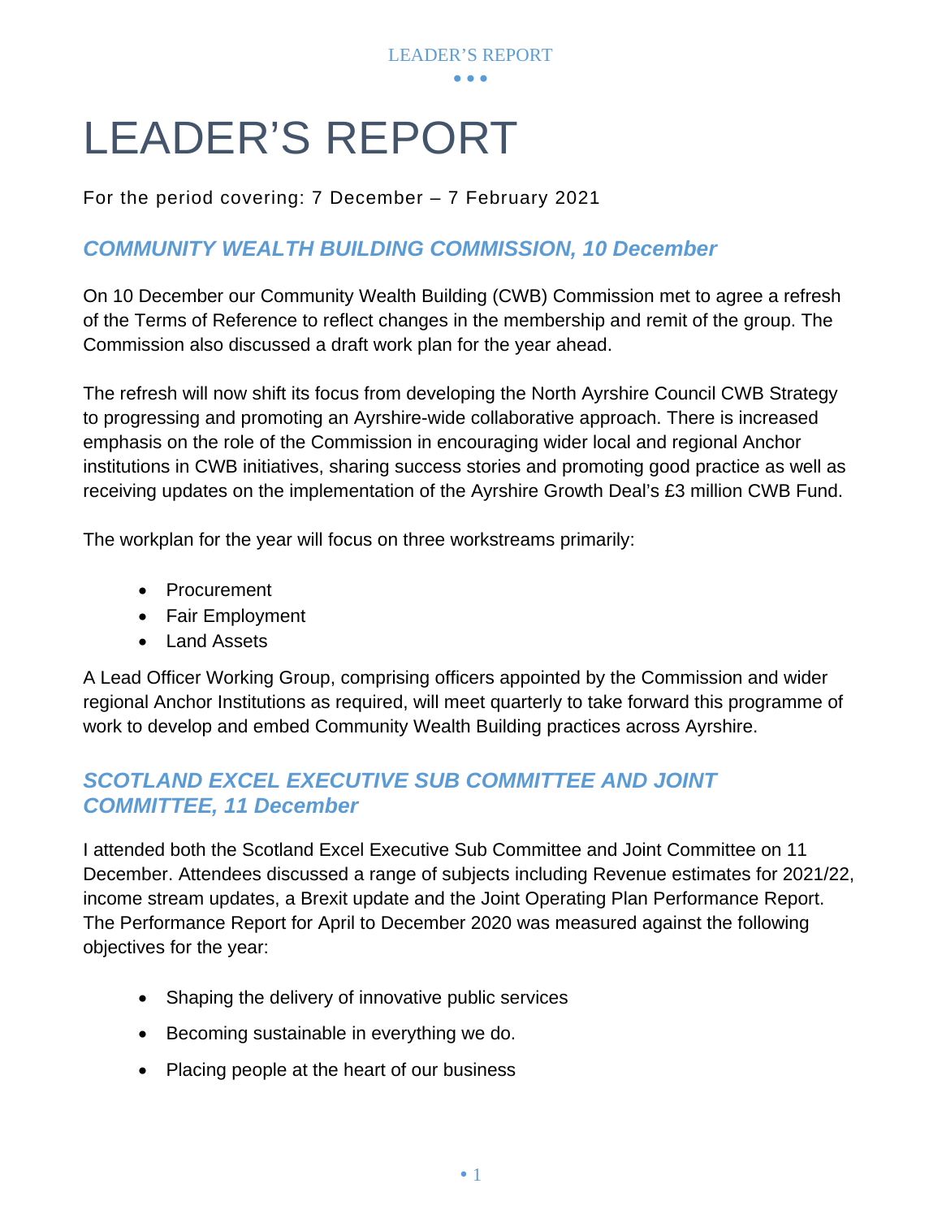# LEADER'S REPORT

For the period covering: 7 December – 7 February 2021

### *COMMUNITY WEALTH BUILDING COMMISSION, 10 December*

On 10 December our Community Wealth Building (CWB) Commission met to agree a refresh of the Terms of Reference to reflect changes in the membership and remit of the group. The Commission also discussed a draft work plan for the year ahead.

The refresh will now shift its focus from developing the North Ayrshire Council CWB Strategy to progressing and promoting an Ayrshire-wide collaborative approach. There is increased emphasis on the role of the Commission in encouraging wider local and regional Anchor institutions in CWB initiatives, sharing success stories and promoting good practice as well as receiving updates on the implementation of the Ayrshire Growth Deal's £3 million CWB Fund.

The workplan for the year will focus on three workstreams primarily:

- Procurement
- Fair Employment
- Land Assets

A Lead Officer Working Group, comprising officers appointed by the Commission and wider regional Anchor Institutions as required, will meet quarterly to take forward this programme of work to develop and embed Community Wealth Building practices across Ayrshire.

### *SCOTLAND EXCEL EXECUTIVE SUB COMMITTEE AND JOINT COMMITTEE, 11 December*

I attended both the Scotland Excel Executive Sub Committee and Joint Committee on 11 December. Attendees discussed a range of subjects including Revenue estimates for 2021/22, income stream updates, a Brexit update and the Joint Operating Plan Performance Report. The Performance Report for April to December 2020 was measured against the following objectives for the year:

- Shaping the delivery of innovative public services
- Becoming sustainable in everything we do.
- Placing people at the heart of our business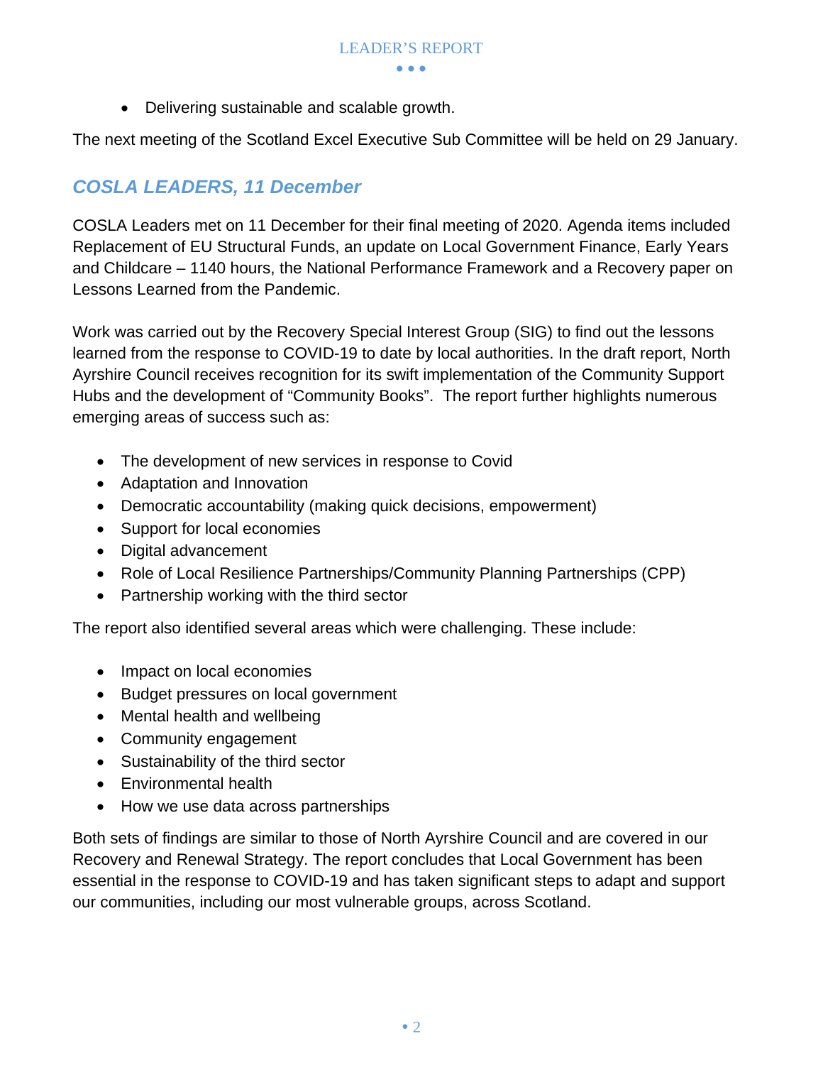- Delivering sustainable and scalable growth.

The next meeting of the Scotland Excel Executive Sub Committee will be held on 29 January.

## *COSLA LEADERS, 11 December*

COSLA Leaders met on 11 December for their final meeting of 2020. Agenda items included Replacement of EU Structural Funds, an update on Local Government Finance, Early Years and Childcare – 1140 hours, the National Performance Framework and a Recovery paper on Lessons Learned from the Pandemic.

Work was carried out by the Recovery Special Interest Group (SIG) to find out the lessons learned from the response to COVID-19 to date by local authorities. In the draft report, North Ayrshire Council receives recognition for its swift implementation of the Community Support Hubs and the development of "Community Books". The report further highlights numerous emerging areas of success such as:

- The development of new services in response to Covid
- Adaptation and Innovation
- Democratic accountability (making quick decisions, empowerment)
- Support for local economies
- Digital advancement
- Role of Local Resilience Partnerships/Community Planning Partnerships (CPP)
- Partnership working with the third sector

The report also identified several areas which were challenging. These include:

- Impact on local economies
- Budget pressures on local government
- Mental health and wellbeing
- Community engagement
- Sustainability of the third sector
- Environmental health
- How we use data across partnerships

Both sets of findings are similar to those of North Ayrshire Council and are covered in our Recovery and Renewal Strategy. The report concludes that Local Government has been essential in the response to COVID-19 and has taken significant steps to adapt and support our communities, including our most vulnerable groups, across Scotland.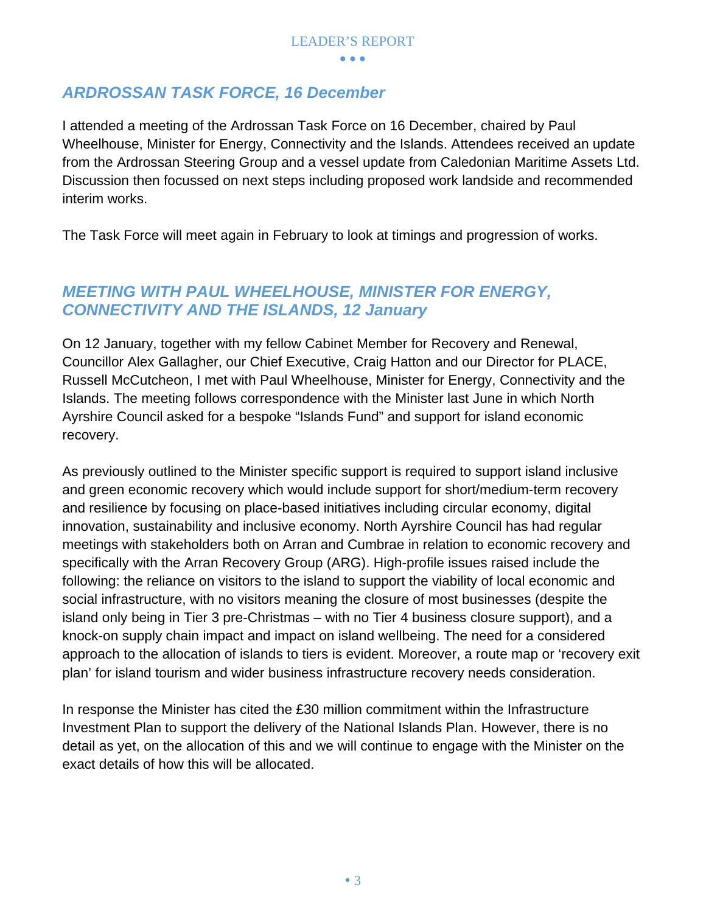## *ARDROSSAN TASK FORCE, 16 December*

I attended a meeting of the Ardrossan Task Force on 16 December, chaired by Paul Wheelhouse, Minister for Energy, Connectivity and the Islands. Attendees received an update from the Ardrossan Steering Group and a vessel update from Caledonian Maritime Assets Ltd. Discussion then focussed on next steps including proposed work landside and recommended interim works.

The Task Force will meet again in February to look at timings and progression of works.

## *MEETING WITH PAUL WHEELHOUSE, MINISTER FOR ENERGY, CONNECTIVITY AND THE ISLANDS, 12 January*

On 12 January, together with my fellow Cabinet Member for Recovery and Renewal, Councillor Alex Gallagher, our Chief Executive, Craig Hatton and our Director for PLACE, Russell McCutcheon, I met with Paul Wheelhouse, Minister for Energy, Connectivity and the Islands. The meeting follows correspondence with the Minister last June in which North Ayrshire Council asked for a bespoke "Islands Fund" and support for island economic recovery.

As previously outlined to the Minister specific support is required to support island inclusive and green economic recovery which would include support for short/medium-term recovery and resilience by focusing on place-based initiatives including circular economy, digital innovation, sustainability and inclusive economy. North Ayrshire Council has had regular meetings with stakeholders both on Arran and Cumbrae in relation to economic recovery and specifically with the Arran Recovery Group (ARG). High-profile issues raised include the following: the reliance on visitors to the island to support the viability of local economic and social infrastructure, with no visitors meaning the closure of most businesses (despite the island only being in Tier 3 pre-Christmas – with no Tier 4 business closure support), and a knock-on supply chain impact and impact on island wellbeing. The need for a considered approach to the allocation of islands to tiers is evident. Moreover, a route map or 'recovery exit plan' for island tourism and wider business infrastructure recovery needs consideration.

In response the Minister has cited the £30 million commitment within the Infrastructure Investment Plan to support the delivery of the National Islands Plan. However, there is no detail as yet, on the allocation of this and we will continue to engage with the Minister on the exact details of how this will be allocated.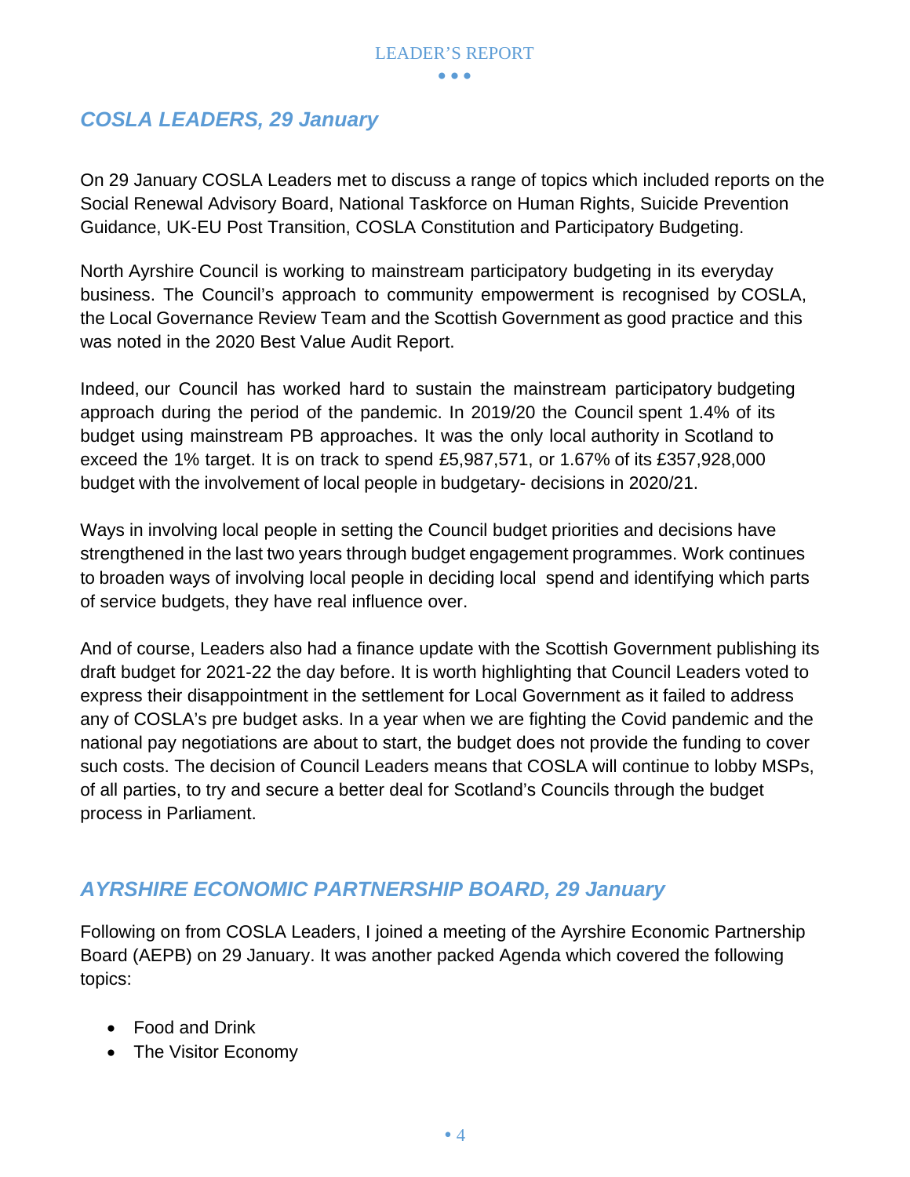## *COSLA LEADERS, 29 January*

On 29 January COSLA Leaders met to discuss a range of topics which included reports on the Social Renewal Advisory Board, National Taskforce on Human Rights, Suicide Prevention Guidance, UK-EU Post Transition, COSLA Constitution and Participatory Budgeting.

North Ayrshire Council is working to mainstream participatory budgeting in its everyday business. The Council's approach to community empowerment is recognised by COSLA, the Local Governance Review Team and the Scottish Government as good practice and this was noted in the 2020 Best Value Audit Report.

Indeed, our Council has worked hard to sustain the mainstream participatory budgeting approach during the period of the pandemic. In 2019/20 the Council spent 1.4% of its budget using mainstream PB approaches. It was the only local authority in Scotland to exceed the 1% target. It is on track to spend £5,987,571, or 1.67% of its £357,928,000 budget with the involvement of local people in budgetary- decisions in 2020/21.

Ways in involving local people in setting the Council budget priorities and decisions have strengthened in the last two years through budget engagement programmes. Work continues to broaden ways of involving local people in deciding local spend and identifying which parts of service budgets, they have real influence over.

And of course, Leaders also had a finance update with the Scottish Government publishing its draft budget for 2021-22 the day before. It is worth highlighting that Council Leaders voted to express their disappointment in the settlement for Local Government as it failed to address any of COSLA's pre budget asks. In a year when we are fighting the Covid pandemic and the national pay negotiations are about to start, the budget does not provide the funding to cover such costs. The decision of Council Leaders means that COSLA will continue to lobby MSPs, of all parties, to try and secure a better deal for Scotland's Councils through the budget process in Parliament.

## *AYRSHIRE ECONOMIC PARTNERSHIP BOARD, 29 January*

Following on from COSLA Leaders, I joined a meeting of the Ayrshire Economic Partnership Board (AEPB) on 29 January. It was another packed Agenda which covered the following topics:

- Food and Drink
- The Visitor Economy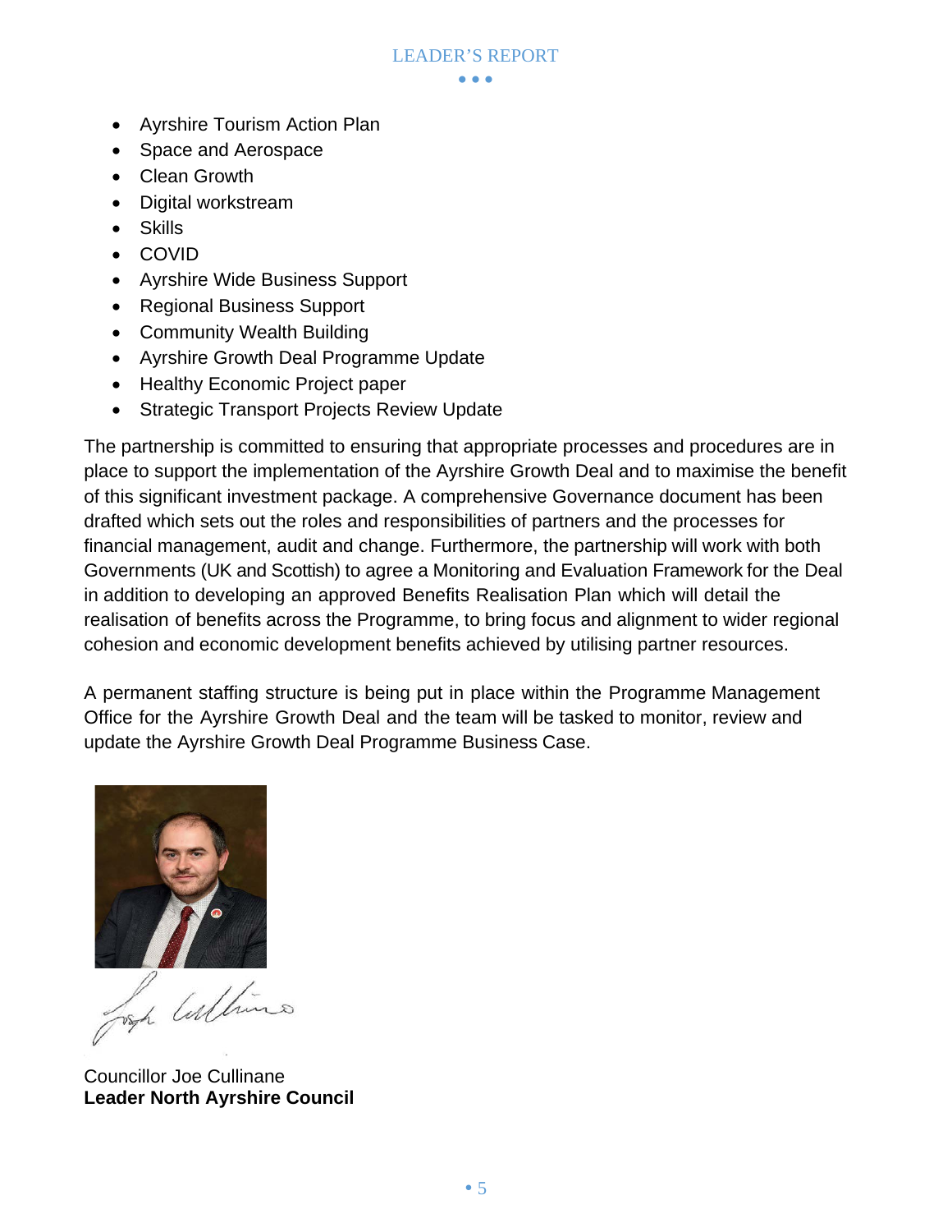- Ayrshire Tourism Action Plan
- Space and Aerospace
- Clean Growth
- Digital workstream
- Skills
- COVID
- Ayrshire Wide Business Support
- Regional Business Support
- Community Wealth Building
- Ayrshire Growth Deal Programme Update
- Healthy Economic Project paper
- Strategic Transport Projects Review Update

The partnership is committed to ensuring that appropriate processes and procedures are in place to support the implementation of the Ayrshire Growth Deal and to maximise the benefit of this significant investment package. A comprehensive Governance document has been drafted which sets out the roles and responsibilities of partners and the processes for financial management, audit and change. Furthermore, the partnership will work with both Governments (UK and Scottish) to agree a Monitoring and Evaluation Framework for the Deal in addition to developing an approved Benefits Realisation Plan which will detail the realisation of benefits across the Programme, to bring focus and alignment to wider regional cohesion and economic development benefits achieved by utilising partner resources.

A permanent staffing structure is being put in place within the Programme Management Office for the Ayrshire Growth Deal and the team will be tasked to monitor, review and update the Ayrshire Growth Deal Programme Business Case.

Councillor Joe Cullinane
**Leader North Ayrshire Council**